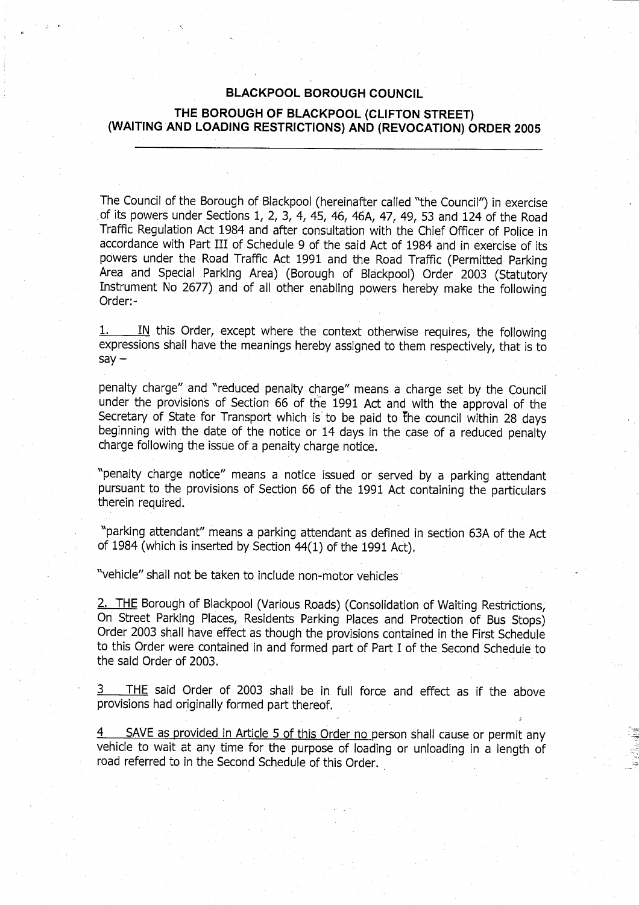# BLACKPOOL BOROUGH COUNCIL

## THE BOROUGH OF BLACKPOOL (CLIFTON STREET) (WAITING AND LOADING RESTRICTIONS) AND (REVOCATION) ORDER 2005

---

The Council of the Borough of Blackpool (hereinafter called "the Council") in exercise of its powers under Sections 1, 2, 3, 4, 45, 46, 46A, 47, 49, 53 and 124 of the Road Traffic Regulation Act 1984 and after consultation with the Chief Officer of Police in accordance with Part III of Schedule 9 of the said Act of 1984 and in exercise of its powers under the Road Traffic Act 1991 and the Road Traffic (Permitted Parking Area and Special Parking Area) (Borough of Blackpool) Order 2003 (Statutory Instrument No 2677) and of all other enabling powers hereby make the following Order:-

1. IN this Order, except where the context otherwise requires, the following expressions shall have the meanings hereby assigned to them respectively, that is to say –

penalty charge" and "reduced penalty charge" means a charge set by the Council under the provisions of Section 66 of the 1991 Act and with the approval of the Secretary of State for Transport which is to be paid to the council within 28 days beginning with the date of the notice or 14 days in the case of a reduced penalty charge following the issue of a penalty charge notice.

"penalty charge notice" means a notice issued or served by a parking attendant pursuant to the provisions of Section 66 of the 1991 Act containing the particulars therein required.

"parking attendant" means a parking attendant as defined in section 63A of the Act of 1984 (which is inserted by Section 44(1) of the 1991 Act).

"vehicle" shall not be taken to include non-motor vehicles

2. THE Borough of Blackpool (Various Roads) (Consolidation of Waiting Restrictions, On Street Parking Places, Residents Parking Places and Protection of Bus Stops) Order 2003 shall have effect as though the provisions contained in the First Schedule to this Order were contained in and formed part of Part I of the Second Schedule to the said Order of 2003.

3 THE said Order of 2003 shall be in full force and effect as if the above provisions had originally formed part thereof.

4 SAVE as provided in Article 5 of this Order no person shall cause or permit any vehicle to wait at any time for the purpose of loading or unloading in a length of road referred to in the Second Schedule of this Order.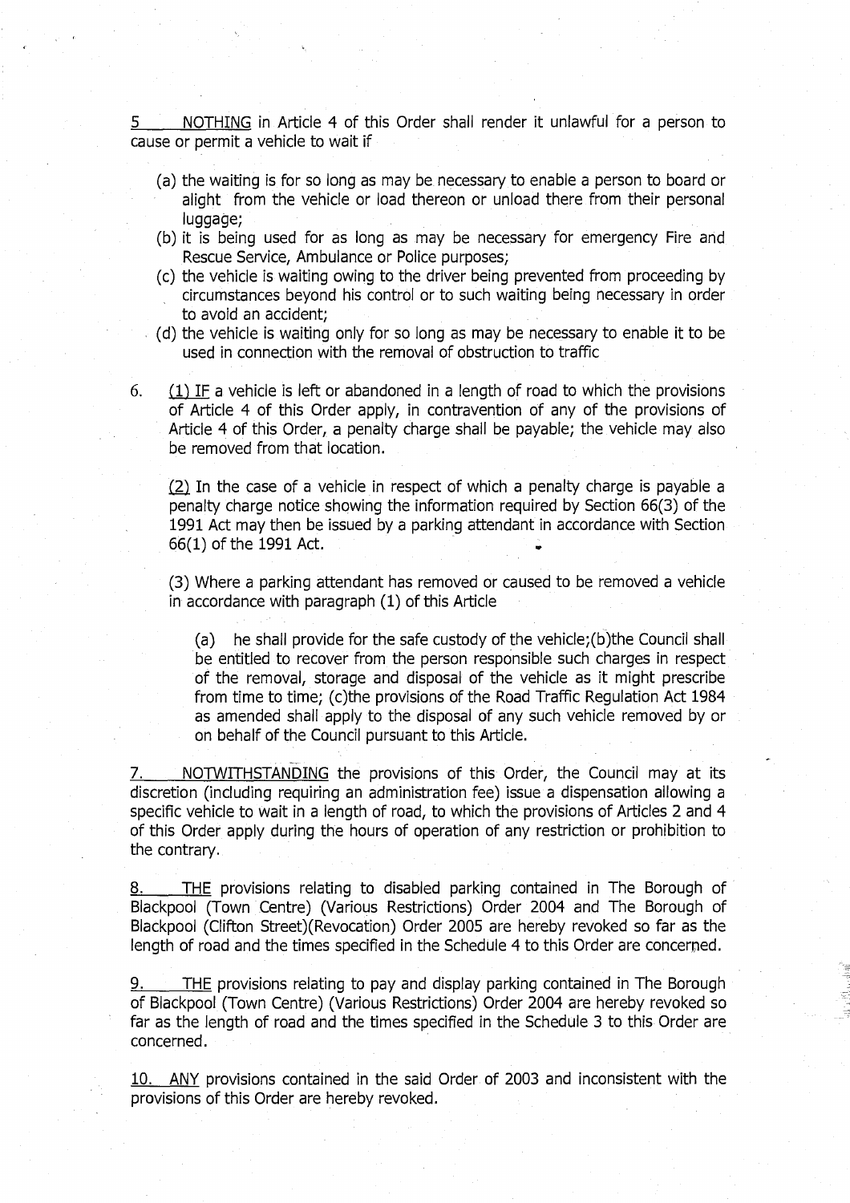5 <u>NOTHING</u> in Article 4 of this Order shall render it unlawful for a person to cause or permit a vehicle to wait if

(a) the waiting is for so long as may be necessary to enable a person to board or alight from the vehicle or load thereon or unload there from their personal luggage;
(b) it is being used for as long as may be necessary for emergency Fire and Rescue Service, Ambulance or Police purposes;
(c) the vehicle is waiting owing to the driver being prevented from proceeding by circumstances beyond his control or to such waiting being necessary in order to avoid an accident;
(d) the vehicle is waiting only for so long as may be necessary to enable it to be used in connection with the removal of obstruction to traffic

6. <u>(1) IF</u> a vehicle is left or abandoned in a length of road to which the provisions of Article 4 of this Order apply, in contravention of any of the provisions of Article 4 of this Order, a penalty charge shall be payable; the vehicle may also be removed from that location.

<u>(2)</u> In the case of a vehicle in respect of which a penalty charge is payable a penalty charge notice showing the information required by Section 66(3) of the 1991 Act may then be issued by a parking attendant in accordance with Section 66(1) of the 1991 Act.

(3) Where a parking attendant has removed or caused to be removed a vehicle in accordance with paragraph (1) of this Article

(a) he shall provide for the safe custody of the vehicle;(b)the Council shall be entitled to recover from the person responsible such charges in respect of the removal, storage and disposal of the vehicle as it might prescribe from time to time; (c)the provisions of the Road Traffic Regulation Act 1984 as amended shall apply to the disposal of any such vehicle removed by or on behalf of the Council pursuant to this Article.

7. <u>NOTWITHSTANDING</u> the provisions of this Order, the Council may at its discretion (including requiring an administration fee) issue a dispensation allowing a specific vehicle to wait in a length of road, to which the provisions of Articles 2 and 4 of this Order apply during the hours of operation of any restriction or prohibition to the contrary.

8. <u>THE</u> provisions relating to disabled parking contained in The Borough of Blackpool (Town Centre) (Various Restrictions) Order 2004 and The Borough of Blackpool (Clifton Street)(Revocation) Order 2005 are hereby revoked so far as the length of road and the times specified in the Schedule 4 to this Order are concerned.

9. <u>THE</u> provisions relating to pay and display parking contained in The Borough of Blackpool (Town Centre) (Various Restrictions) Order 2004 are hereby revoked so far as the length of road and the times specified in the Schedule 3 to this Order are concerned.

10. <u>ANY</u> provisions contained in the said Order of 2003 and inconsistent with the provisions of this Order are hereby revoked.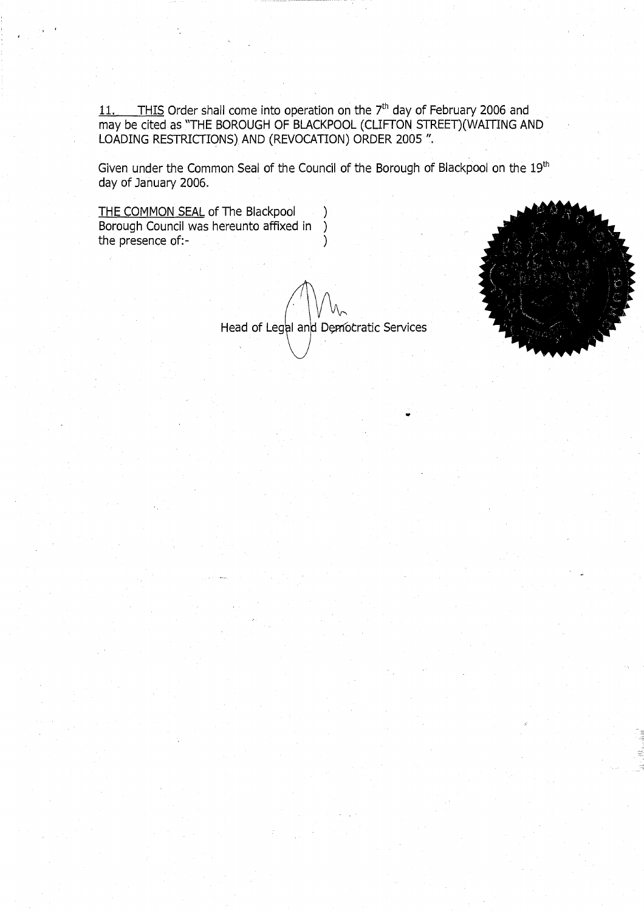11. THIS Order shall come into operation on the 7th day of February 2006 and may be cited as "THE BOROUGH OF BLACKPOOL (CLIFTON STREET)(WAITING AND LOADING RESTRICTIONS) AND (REVOCATION) ORDER 2005 ".

Given under the Common Seal of the Council of the Borough of Blackpool on the 19th day of January 2006.

THE COMMON SEAL of The Blackpool Borough Council was hereunto affixed in the presence of:-

Head of Legal and Democratic Services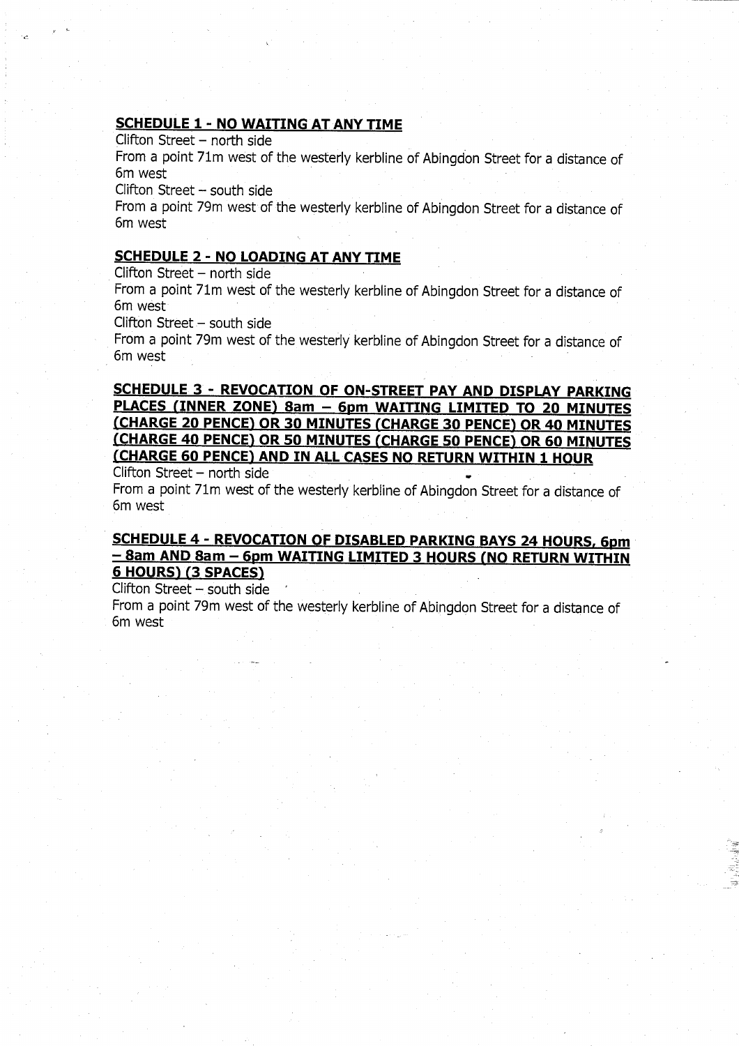## SCHEDULE 1 - NO WAITING AT ANY TIME

Clifton Street – north side

From a point 71m west of the westerly kerbline of Abingdon Street for a distance of 6m west

Clifton Street – south side

From a point 79m west of the westerly kerbline of Abingdon Street for a distance of 6m west

## SCHEDULE 2 - NO LOADING AT ANY TIME

Clifton Street – north side

From a point 71m west of the westerly kerbline of Abingdon Street for a distance of 6m west

Clifton Street – south side

From a point 79m west of the westerly kerbline of Abingdon Street for a distance of 6m west

## SCHEDULE 3 - REVOCATION OF ON-STREET PAY AND DISPLAY PARKING PLACES (INNER ZONE) 8am – 6pm WAITING LIMITED TO 20 MINUTES (CHARGE 20 PENCE) OR 30 MINUTES (CHARGE 30 PENCE) OR 40 MINUTES (CHARGE 40 PENCE) OR 50 MINUTES (CHARGE 50 PENCE) OR 60 MINUTES (CHARGE 60 PENCE) AND IN ALL CASES NO RETURN WITHIN 1 HOUR

Clifton Street – north side

From a point 71m west of the westerly kerbline of Abingdon Street for a distance of 6m west

## SCHEDULE 4 - REVOCATION OF DISABLED PARKING BAYS 24 HOURS, 6pm – 8am AND 8am – 6pm WAITING LIMITED 3 HOURS (NO RETURN WITHIN 6 HOURS) (3 SPACES)

Clifton Street – south side

From a point 79m west of the westerly kerbline of Abingdon Street for a distance of 6m west